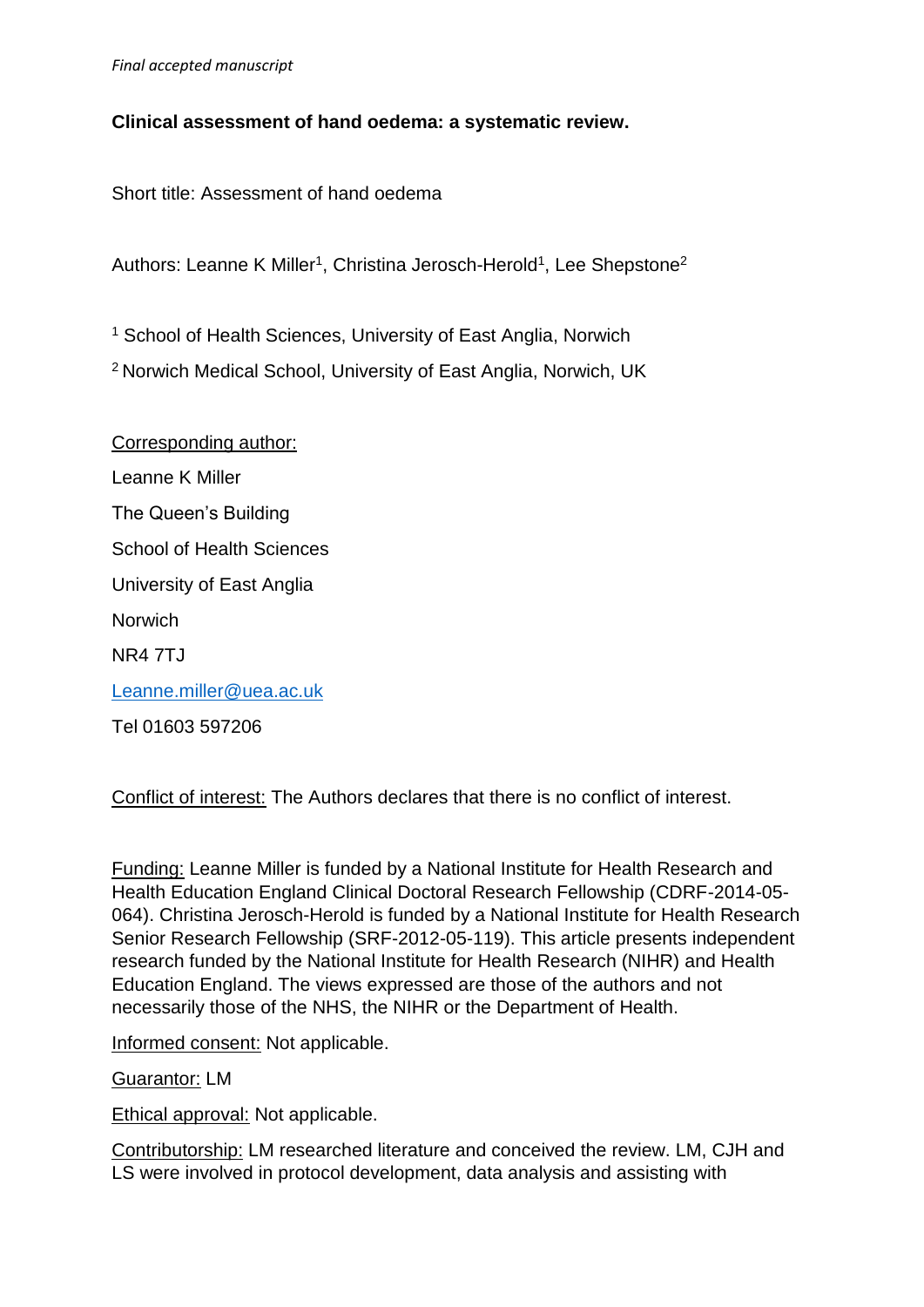*Final accepted manuscript*

**Clinical assessment of hand oedema: a systematic review.**

Short title: Assessment of hand oedema

Authors: Leanne K Miller[1], Christina Jerosch-Herold[1], Lee Shepstone[2]

[1] School of Health Sciences, University of East Anglia, Norwich

[2] Norwich Medical School, University of East Anglia, Norwich, UK

Corresponding author:

Leanne K Miller

The Queen's Building

School of Health Sciences

University of East Anglia

Norwich

NR4 7TJ

Leanne.miller@uea.ac.uk

Tel 01603 597206

Conflict of interest: The Authors declares that there is no conflict of interest.

Funding: Leanne Miller is funded by a National Institute for Health Research and Health Education England Clinical Doctoral Research Fellowship (CDRF-2014-05-064). Christina Jerosch-Herold is funded by a National Institute for Health Research Senior Research Fellowship (SRF-2012-05-119). This article presents independent research funded by the National Institute for Health Research (NIHR) and Health Education England. The views expressed are those of the authors and not necessarily those of the NHS, the NIHR or the Department of Health.

Informed consent: Not applicable.

Guarantor: LM

Ethical approval: Not applicable.

Contributorship: LM researched literature and conceived the review. LM, CJH and LS were involved in protocol development, data analysis and assisting with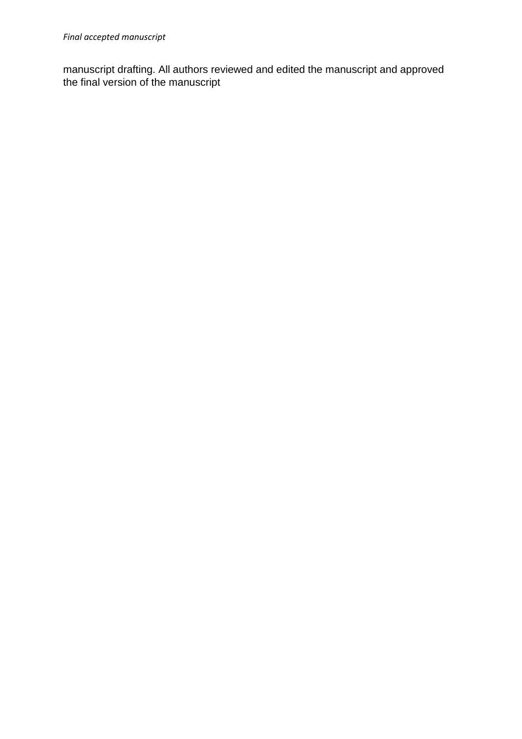manuscript drafting. All authors reviewed and edited the manuscript and approved the final version of the manuscript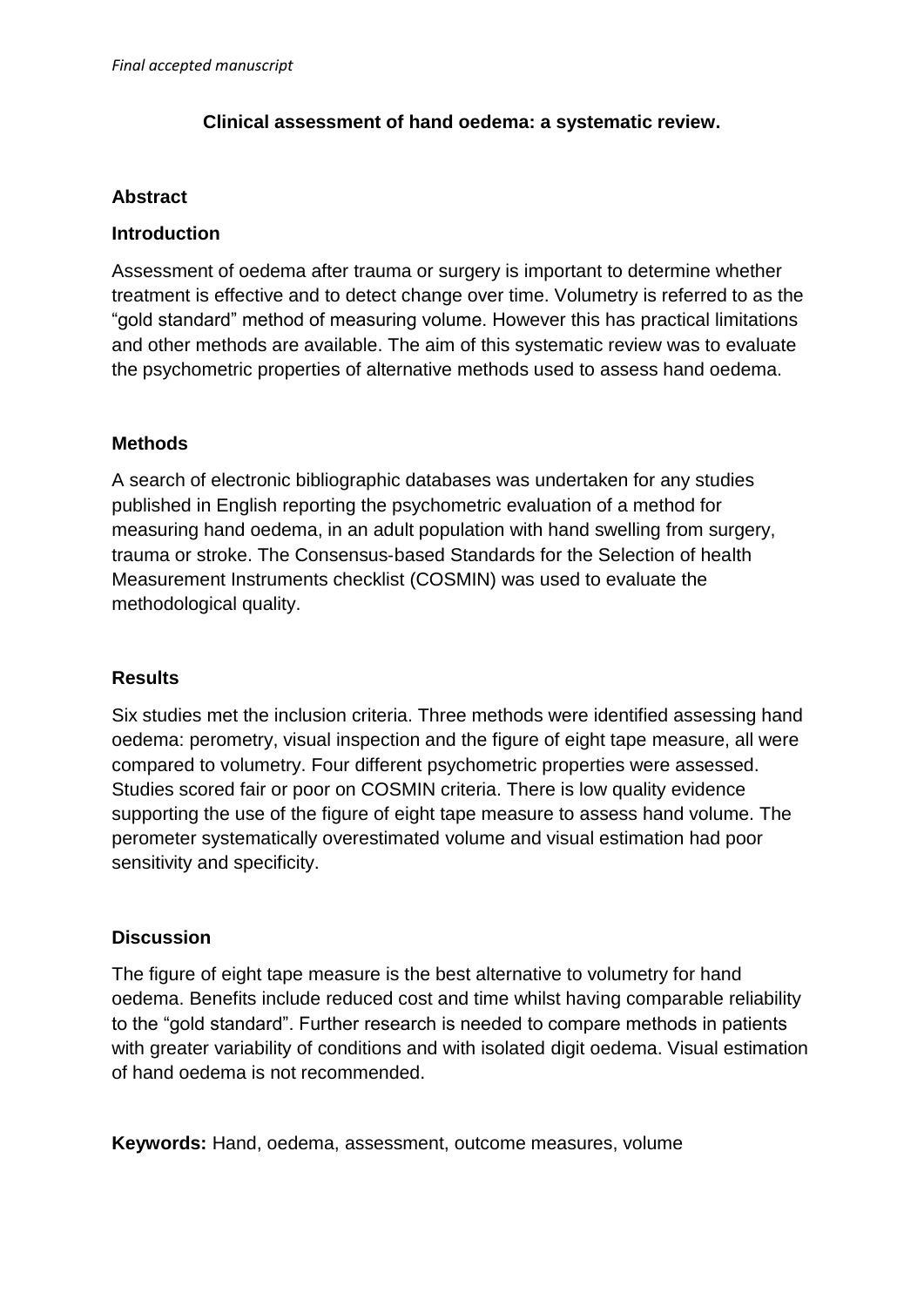*Final accepted manuscript*

# Clinical assessment of hand oedema: a systematic review.

## Abstract

### Introduction

Assessment of oedema after trauma or surgery is important to determine whether treatment is effective and to detect change over time. Volumetry is referred to as the "gold standard" method of measuring volume. However this has practical limitations and other methods are available. The aim of this systematic review was to evaluate the psychometric properties of alternative methods used to assess hand oedema.

### Methods

A search of electronic bibliographic databases was undertaken for any studies published in English reporting the psychometric evaluation of a method for measuring hand oedema, in an adult population with hand swelling from surgery, trauma or stroke. The Consensus-based Standards for the Selection of health Measurement Instruments checklist (COSMIN) was used to evaluate the methodological quality.

### Results

Six studies met the inclusion criteria. Three methods were identified assessing hand oedema: perometry, visual inspection and the figure of eight tape measure, all were compared to volumetry. Four different psychometric properties were assessed. Studies scored fair or poor on COSMIN criteria. There is low quality evidence supporting the use of the figure of eight tape measure to assess hand volume. The perometer systematically overestimated volume and visual estimation had poor sensitivity and specificity.

### Discussion

The figure of eight tape measure is the best alternative to volumetry for hand oedema. Benefits include reduced cost and time whilst having comparable reliability to the "gold standard". Further research is needed to compare methods in patients with greater variability of conditions and with isolated digit oedema. Visual estimation of hand oedema is not recommended.

**Keywords:** Hand, oedema, assessment, outcome measures, volume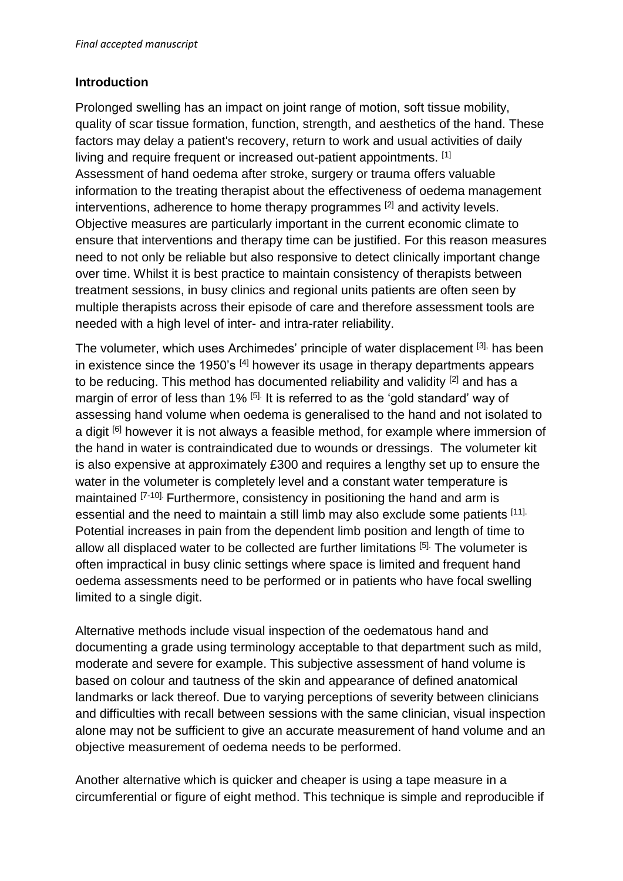## Introduction

Prolonged swelling has an impact on joint range of motion, soft tissue mobility, quality of scar tissue formation, function, strength, and aesthetics of the hand. These factors may delay a patient's recovery, return to work and usual activities of daily living and require frequent or increased out-patient appointments. [1]
Assessment of hand oedema after stroke, surgery or trauma offers valuable information to the treating therapist about the effectiveness of oedema management interventions, adherence to home therapy programmes [2] and activity levels. Objective measures are particularly important in the current economic climate to ensure that interventions and therapy time can be justified. For this reason measures need to not only be reliable but also responsive to detect clinically important change over time. Whilst it is best practice to maintain consistency of therapists between treatment sessions, in busy clinics and regional units patients are often seen by multiple therapists across their episode of care and therefore assessment tools are needed with a high level of inter- and intra-rater reliability.

The volumeter, which uses Archimedes' principle of water displacement [3], has been in existence since the 1950's [4] however its usage in therapy departments appears to be reducing. This method has documented reliability and validity [2] and has a margin of error of less than 1% [5]. It is referred to as the 'gold standard' way of assessing hand volume when oedema is generalised to the hand and not isolated to a digit [6] however it is not always a feasible method, for example where immersion of the hand in water is contraindicated due to wounds or dressings. The volumeter kit is also expensive at approximately £300 and requires a lengthy set up to ensure the water in the volumeter is completely level and a constant water temperature is maintained [7-10]. Furthermore, consistency in positioning the hand and arm is essential and the need to maintain a still limb may also exclude some patients [11]. Potential increases in pain from the dependent limb position and length of time to allow all displaced water to be collected are further limitations [5]. The volumeter is often impractical in busy clinic settings where space is limited and frequent hand oedema assessments need to be performed or in patients who have focal swelling limited to a single digit.

Alternative methods include visual inspection of the oedematous hand and documenting a grade using terminology acceptable to that department such as mild, moderate and severe for example. This subjective assessment of hand volume is based on colour and tautness of the skin and appearance of defined anatomical landmarks or lack thereof. Due to varying perceptions of severity between clinicians and difficulties with recall between sessions with the same clinician, visual inspection alone may not be sufficient to give an accurate measurement of hand volume and an objective measurement of oedema needs to be performed.

Another alternative which is quicker and cheaper is using a tape measure in a circumferential or figure of eight method. This technique is simple and reproducible if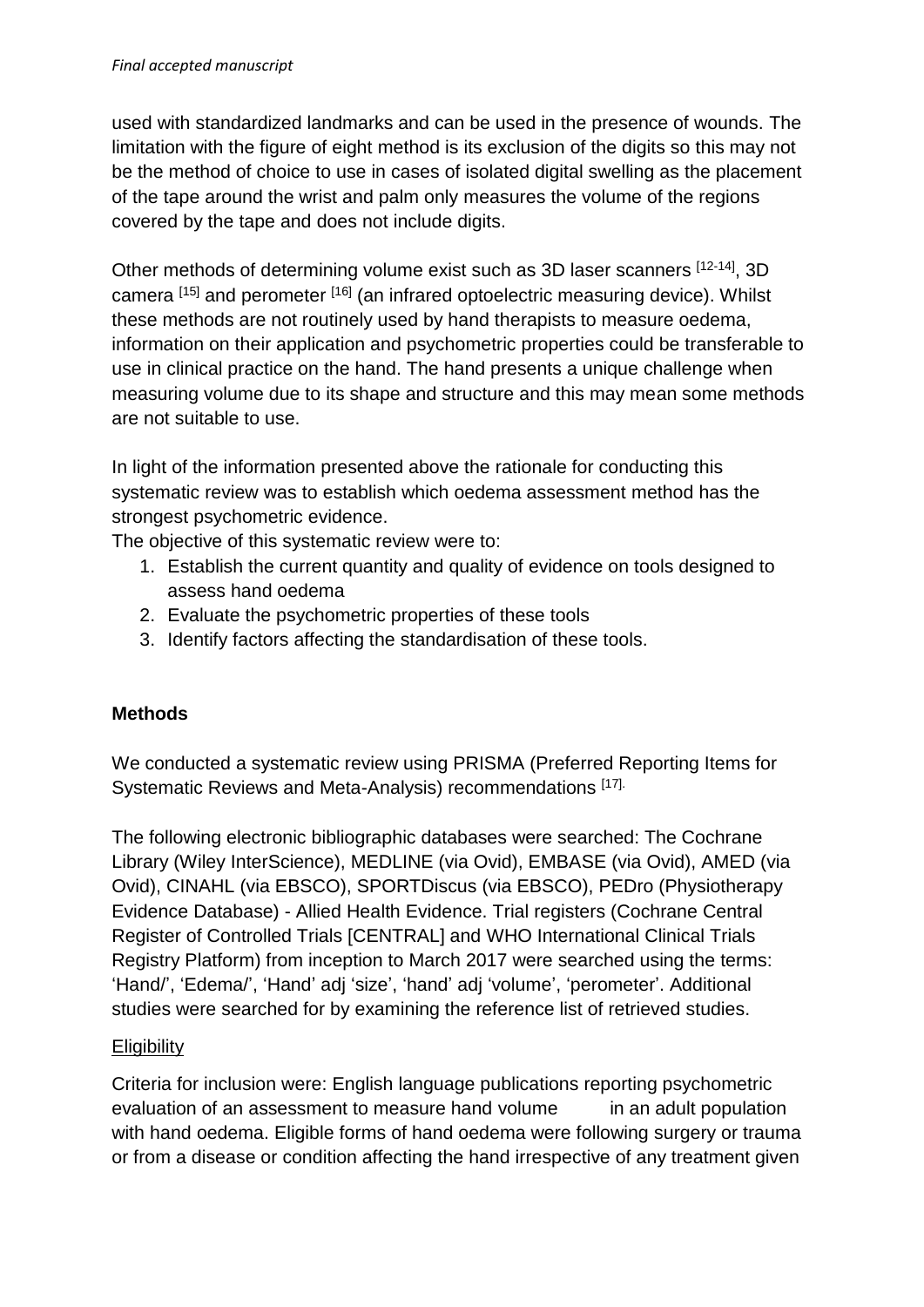used with standardized landmarks and can be used in the presence of wounds. The limitation with the figure of eight method is its exclusion of the digits so this may not be the method of choice to use in cases of isolated digital swelling as the placement of the tape around the wrist and palm only measures the volume of the regions covered by the tape and does not include digits.

Other methods of determining volume exist such as 3D laser scanners [12-14], 3D camera [15] and perometer [16] (an infrared optoelectric measuring device). Whilst these methods are not routinely used by hand therapists to measure oedema, information on their application and psychometric properties could be transferable to use in clinical practice on the hand. The hand presents a unique challenge when measuring volume due to its shape and structure and this may mean some methods are not suitable to use.

In light of the information presented above the rationale for conducting this systematic review was to establish which oedema assessment method has the strongest psychometric evidence.

The objective of this systematic review were to:

1. Establish the current quantity and quality of evidence on tools designed to assess hand oedema
2. Evaluate the psychometric properties of these tools
3. Identify factors affecting the standardisation of these tools.

**Methods**

We conducted a systematic review using PRISMA (Preferred Reporting Items for Systematic Reviews and Meta-Analysis) recommendations [17].

The following electronic bibliographic databases were searched: The Cochrane Library (Wiley InterScience), MEDLINE (via Ovid), EMBASE (via Ovid), AMED (via Ovid), CINAHL (via EBSCO), SPORTDiscus (via EBSCO), PEDro (Physiotherapy Evidence Database) - Allied Health Evidence. Trial registers (Cochrane Central Register of Controlled Trials [CENTRAL] and WHO International Clinical Trials Registry Platform) from inception to March 2017 were searched using the terms: 'Hand/', 'Edema/', 'Hand' adj 'size', 'hand' adj 'volume', 'perometer'. Additional studies were searched for by examining the reference list of retrieved studies.

<u>Eligibility</u>

Criteria for inclusion were: English language publications reporting psychometric evaluation of an assessment to measure hand volume in an adult population with hand oedema. Eligible forms of hand oedema were following surgery or trauma or from a disease or condition affecting the hand irrespective of any treatment given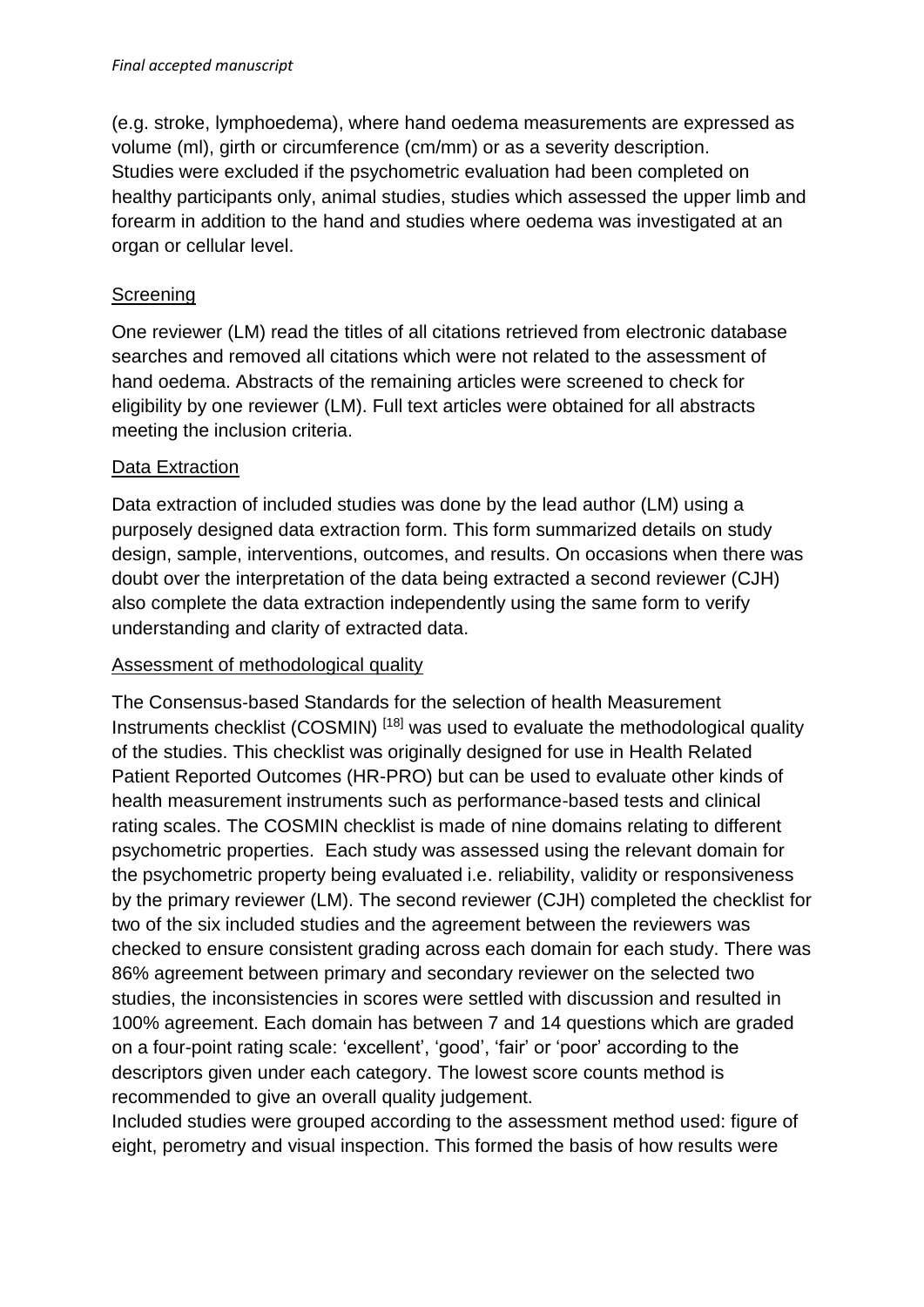(e.g. stroke, lymphoedema), where hand oedema measurements are expressed as volume (ml), girth or circumference (cm/mm) or as a severity description.
Studies were excluded if the psychometric evaluation had been completed on healthy participants only, animal studies, studies which assessed the upper limb and forearm in addition to the hand and studies where oedema was investigated at an organ or cellular level.

## Screening

One reviewer (LM) read the titles of all citations retrieved from electronic database searches and removed all citations which were not related to the assessment of hand oedema. Abstracts of the remaining articles were screened to check for eligibility by one reviewer (LM). Full text articles were obtained for all abstracts meeting the inclusion criteria.

## Data Extraction

Data extraction of included studies was done by the lead author (LM) using a purposely designed data extraction form. This form summarized details on study design, sample, interventions, outcomes, and results. On occasions when there was doubt over the interpretation of the data being extracted a second reviewer (CJH) also complete the data extraction independently using the same form to verify understanding and clarity of extracted data.

## Assessment of methodological quality

The Consensus-based Standards for the selection of health Measurement Instruments checklist (COSMIN) [18] was used to evaluate the methodological quality of the studies. This checklist was originally designed for use in Health Related Patient Reported Outcomes (HR-PRO) but can be used to evaluate other kinds of health measurement instruments such as performance-based tests and clinical rating scales. The COSMIN checklist is made of nine domains relating to different psychometric properties. Each study was assessed using the relevant domain for the psychometric property being evaluated i.e. reliability, validity or responsiveness by the primary reviewer (LM). The second reviewer (CJH) completed the checklist for two of the six included studies and the agreement between the reviewers was checked to ensure consistent grading across each domain for each study. There was 86% agreement between primary and secondary reviewer on the selected two studies, the inconsistencies in scores were settled with discussion and resulted in 100% agreement. Each domain has between 7 and 14 questions which are graded on a four-point rating scale: 'excellent', 'good', 'fair' or 'poor' according to the descriptors given under each category. The lowest score counts method is recommended to give an overall quality judgement.
Included studies were grouped according to the assessment method used: figure of eight, perometry and visual inspection. This formed the basis of how results were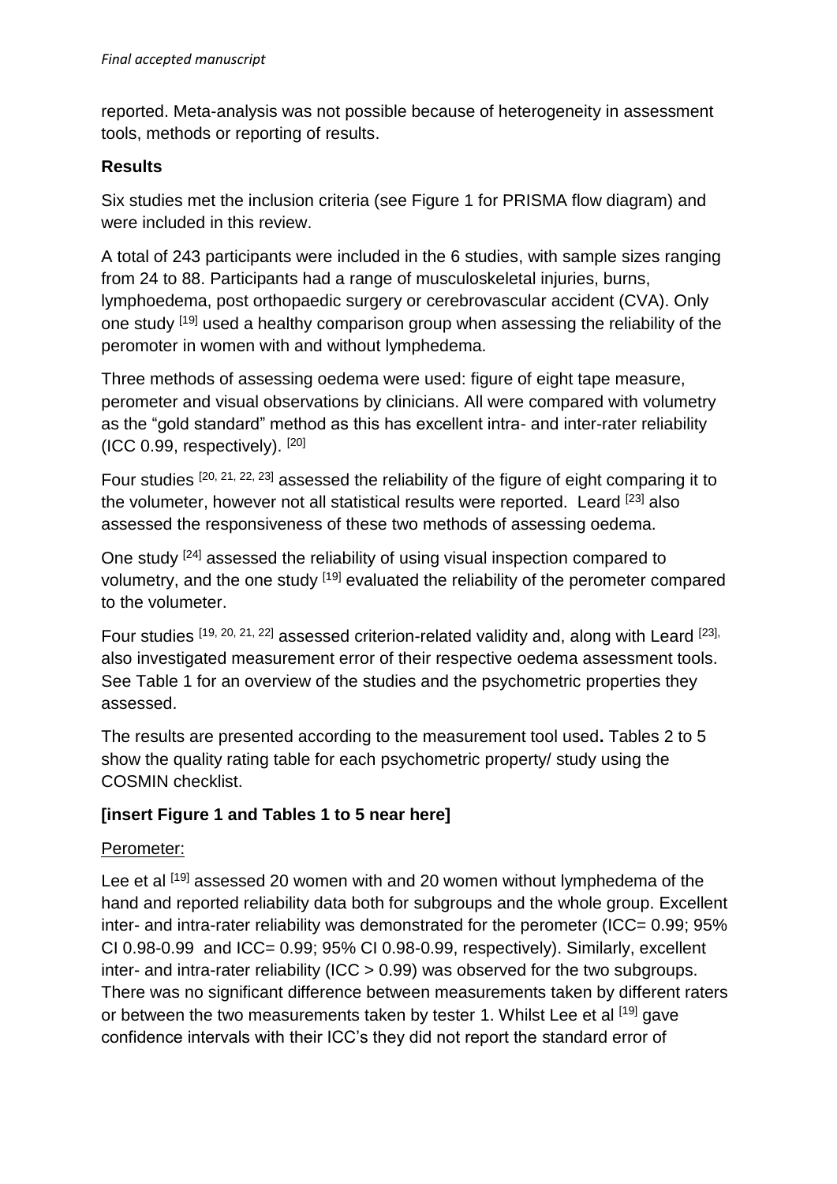reported. Meta-analysis was not possible because of heterogeneity in assessment tools, methods or reporting of results.

## Results

Six studies met the inclusion criteria (see Figure 1 for PRISMA flow diagram) and were included in this review.

A total of 243 participants were included in the 6 studies, with sample sizes ranging from 24 to 88. Participants had a range of musculoskeletal injuries, burns, lymphoedema, post orthopaedic surgery or cerebrovascular accident (CVA). Only one study [19] used a healthy comparison group when assessing the reliability of the peromoter in women with and without lymphedema.

Three methods of assessing oedema were used: figure of eight tape measure, perometer and visual observations by clinicians. All were compared with volumetry as the "gold standard" method as this has excellent intra- and inter-rater reliability (ICC 0.99, respectively). [20]

Four studies [20, 21, 22, 23] assessed the reliability of the figure of eight comparing it to the volumeter, however not all statistical results were reported. Leard [23] also assessed the responsiveness of these two methods of assessing oedema.

One study [24] assessed the reliability of using visual inspection compared to volumetry, and the one study [19] evaluated the reliability of the perometer compared to the volumeter.

Four studies [19, 20, 21, 22] assessed criterion-related validity and, along with Leard [23], also investigated measurement error of their respective oedema assessment tools. See Table 1 for an overview of the studies and the psychometric properties they assessed.

The results are presented according to the measurement tool used**.** Tables 2 to 5 show the quality rating table for each psychometric property/ study using the COSMIN checklist.

**[insert Figure 1 and Tables 1 to 5 near here]**

<u>Perometer:</u>

Lee et al [19] assessed 20 women with and 20 women without lymphedema of the hand and reported reliability data both for subgroups and the whole group. Excellent inter- and intra-rater reliability was demonstrated for the perometer (ICC= 0.99; 95% CI 0.98-0.99 and ICC= 0.99; 95% CI 0.98-0.99, respectively). Similarly, excellent inter- and intra-rater reliability (ICC > 0.99) was observed for the two subgroups. There was no significant difference between measurements taken by different raters or between the two measurements taken by tester 1. Whilst Lee et al [19] gave confidence intervals with their ICC's they did not report the standard error of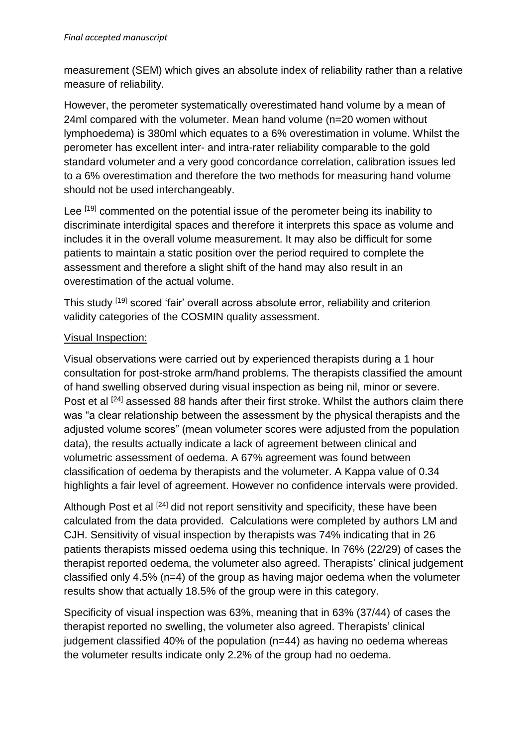measurement (SEM) which gives an absolute index of reliability rather than a relative measure of reliability.

However, the perometer systematically overestimated hand volume by a mean of 24ml compared with the volumeter. Mean hand volume (n=20 women without lymphoedema) is 380ml which equates to a 6% overestimation in volume. Whilst the perometer has excellent inter- and intra-rater reliability comparable to the gold standard volumeter and a very good concordance correlation, calibration issues led to a 6% overestimation and therefore the two methods for measuring hand volume should not be used interchangeably.

Lee [19] commented on the potential issue of the perometer being its inability to discriminate interdigital spaces and therefore it interprets this space as volume and includes it in the overall volume measurement. It may also be difficult for some patients to maintain a static position over the period required to complete the assessment and therefore a slight shift of the hand may also result in an overestimation of the actual volume.

This study [19] scored 'fair' overall across absolute error, reliability and criterion validity categories of the COSMIN quality assessment.

Visual Inspection:

Visual observations were carried out by experienced therapists during a 1 hour consultation for post-stroke arm/hand problems. The therapists classified the amount of hand swelling observed during visual inspection as being nil, minor or severe. Post et al [24] assessed 88 hands after their first stroke. Whilst the authors claim there was "a clear relationship between the assessment by the physical therapists and the adjusted volume scores" (mean volumeter scores were adjusted from the population data), the results actually indicate a lack of agreement between clinical and volumetric assessment of oedema. A 67% agreement was found between classification of oedema by therapists and the volumeter. A Kappa value of 0.34 highlights a fair level of agreement. However no confidence intervals were provided.

Although Post et al [24] did not report sensitivity and specificity, these have been calculated from the data provided. Calculations were completed by authors LM and CJH. Sensitivity of visual inspection by therapists was 74% indicating that in 26 patients therapists missed oedema using this technique. In 76% (22/29) of cases the therapist reported oedema, the volumeter also agreed. Therapists' clinical judgement classified only 4.5% (n=4) of the group as having major oedema when the volumeter results show that actually 18.5% of the group were in this category.

Specificity of visual inspection was 63%, meaning that in 63% (37/44) of cases the therapist reported no swelling, the volumeter also agreed. Therapists' clinical judgement classified 40% of the population (n=44) as having no oedema whereas the volumeter results indicate only 2.2% of the group had no oedema.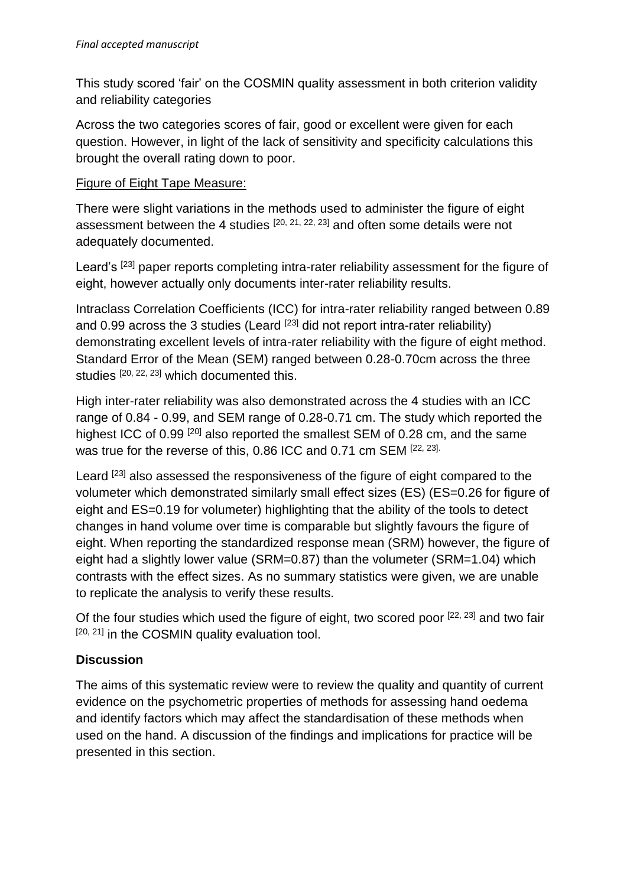This study scored 'fair' on the COSMIN quality assessment in both criterion validity and reliability categories

Across the two categories scores of fair, good or excellent were given for each question. However, in light of the lack of sensitivity and specificity calculations this brought the overall rating down to poor.

Figure of Eight Tape Measure:

There were slight variations in the methods used to administer the figure of eight assessment between the 4 studies [20, 21, 22, 23] and often some details were not adequately documented.

Leard's [23] paper reports completing intra-rater reliability assessment for the figure of eight, however actually only documents inter-rater reliability results.

Intraclass Correlation Coefficients (ICC) for intra-rater reliability ranged between 0.89 and 0.99 across the 3 studies (Leard [23] did not report intra-rater reliability) demonstrating excellent levels of intra-rater reliability with the figure of eight method. Standard Error of the Mean (SEM) ranged between 0.28-0.70cm across the three studies [20, 22, 23] which documented this.

High inter-rater reliability was also demonstrated across the 4 studies with an ICC range of 0.84 - 0.99, and SEM range of 0.28-0.71 cm. The study which reported the highest ICC of 0.99 [20] also reported the smallest SEM of 0.28 cm, and the same was true for the reverse of this, 0.86 ICC and 0.71 cm SEM [22, 23].

Leard [23] also assessed the responsiveness of the figure of eight compared to the volumeter which demonstrated similarly small effect sizes (ES) (ES=0.26 for figure of eight and ES=0.19 for volumeter) highlighting that the ability of the tools to detect changes in hand volume over time is comparable but slightly favours the figure of eight. When reporting the standardized response mean (SRM) however, the figure of eight had a slightly lower value (SRM=0.87) than the volumeter (SRM=1.04) which contrasts with the effect sizes. As no summary statistics were given, we are unable to replicate the analysis to verify these results.

Of the four studies which used the figure of eight, two scored poor [22, 23] and two fair [20, 21] in the COSMIN quality evaluation tool.

## Discussion

The aims of this systematic review were to review the quality and quantity of current evidence on the psychometric properties of methods for assessing hand oedema and identify factors which may affect the standardisation of these methods when used on the hand. A discussion of the findings and implications for practice will be presented in this section.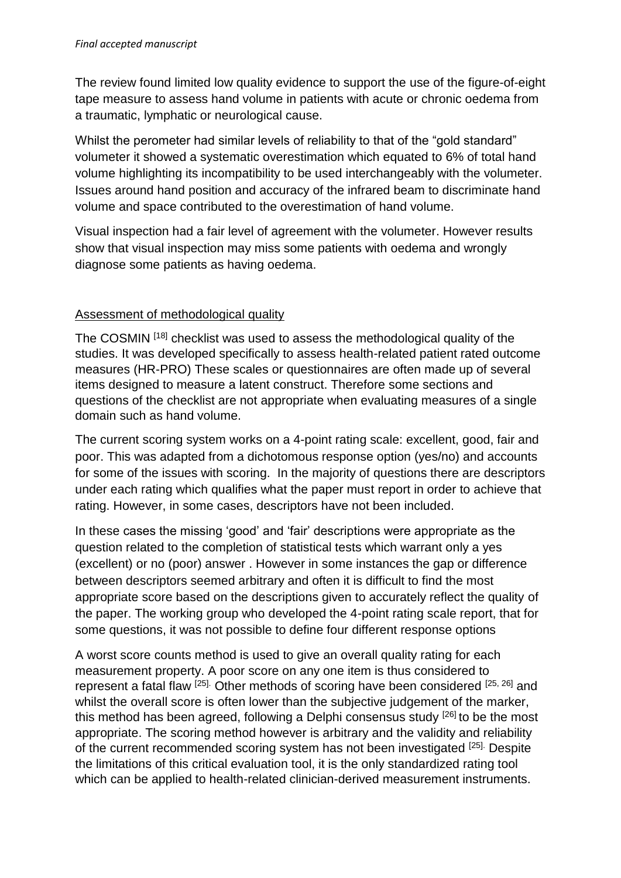The review found limited low quality evidence to support the use of the figure-of-eight tape measure to assess hand volume in patients with acute or chronic oedema from a traumatic, lymphatic or neurological cause.

Whilst the perometer had similar levels of reliability to that of the "gold standard" volumeter it showed a systematic overestimation which equated to 6% of total hand volume highlighting its incompatibility to be used interchangeably with the volumeter. Issues around hand position and accuracy of the infrared beam to discriminate hand volume and space contributed to the overestimation of hand volume.

Visual inspection had a fair level of agreement with the volumeter. However results show that visual inspection may miss some patients with oedema and wrongly diagnose some patients as having oedema.

## Assessment of methodological quality

The COSMIN [18] checklist was used to assess the methodological quality of the studies. It was developed specifically to assess health-related patient rated outcome measures (HR-PRO) These scales or questionnaires are often made up of several items designed to measure a latent construct. Therefore some sections and questions of the checklist are not appropriate when evaluating measures of a single domain such as hand volume.

The current scoring system works on a 4-point rating scale: excellent, good, fair and poor. This was adapted from a dichotomous response option (yes/no) and accounts for some of the issues with scoring. In the majority of questions there are descriptors under each rating which qualifies what the paper must report in order to achieve that rating. However, in some cases, descriptors have not been included.

In these cases the missing 'good' and 'fair' descriptions were appropriate as the question related to the completion of statistical tests which warrant only a yes (excellent) or no (poor) answer . However in some instances the gap or difference between descriptors seemed arbitrary and often it is difficult to find the most appropriate score based on the descriptions given to accurately reflect the quality of the paper. The working group who developed the 4-point rating scale report, that for some questions, it was not possible to define four different response options

A worst score counts method is used to give an overall quality rating for each measurement property. A poor score on any one item is thus considered to represent a fatal flaw [25]. Other methods of scoring have been considered [25, 26] and whilst the overall score is often lower than the subjective judgement of the marker, this method has been agreed, following a Delphi consensus study [26] to be the most appropriate. The scoring method however is arbitrary and the validity and reliability of the current recommended scoring system has not been investigated [25]. Despite the limitations of this critical evaluation tool, it is the only standardized rating tool which can be applied to health-related clinician-derived measurement instruments.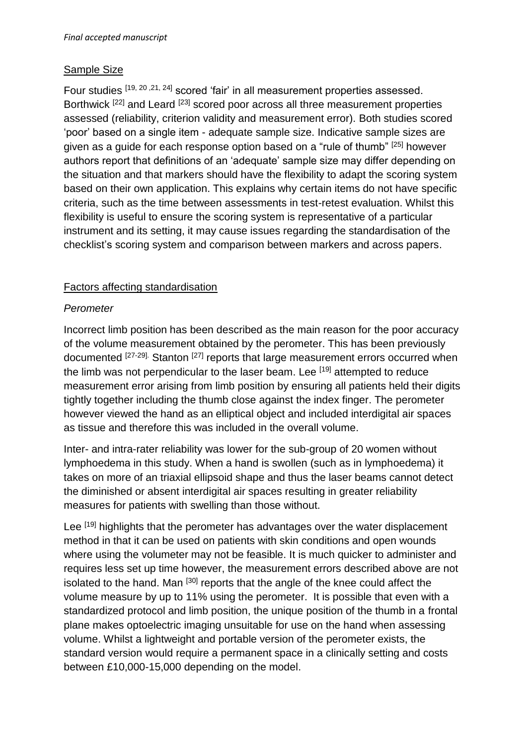## Sample Size

Four studies [19, 20 ,21, 24] scored 'fair' in all measurement properties assessed. Borthwick [22] and Leard [23] scored poor across all three measurement properties assessed (reliability, criterion validity and measurement error). Both studies scored 'poor' based on a single item - adequate sample size. Indicative sample sizes are given as a guide for each response option based on a "rule of thumb" [25] however authors report that definitions of an 'adequate' sample size may differ depending on the situation and that markers should have the flexibility to adapt the scoring system based on their own application. This explains why certain items do not have specific criteria, such as the time between assessments in test-retest evaluation. Whilst this flexibility is useful to ensure the scoring system is representative of a particular instrument and its setting, it may cause issues regarding the standardisation of the checklist's scoring system and comparison between markers and across papers.

## Factors affecting standardisation

### *Perometer*

Incorrect limb position has been described as the main reason for the poor accuracy of the volume measurement obtained by the perometer. This has been previously documented [27-29]. Stanton [27] reports that large measurement errors occurred when the limb was not perpendicular to the laser beam. Lee [19] attempted to reduce measurement error arising from limb position by ensuring all patients held their digits tightly together including the thumb close against the index finger. The perometer however viewed the hand as an elliptical object and included interdigital air spaces as tissue and therefore this was included in the overall volume.

Inter- and intra-rater reliability was lower for the sub-group of 20 women without lymphoedema in this study. When a hand is swollen (such as in lymphoedema) it takes on more of an triaxial ellipsoid shape and thus the laser beams cannot detect the diminished or absent interdigital air spaces resulting in greater reliability measures for patients with swelling than those without.

Lee [19] highlights that the perometer has advantages over the water displacement method in that it can be used on patients with skin conditions and open wounds where using the volumeter may not be feasible. It is much quicker to administer and requires less set up time however, the measurement errors described above are not isolated to the hand. Man [30] reports that the angle of the knee could affect the volume measure by up to 11% using the perometer. It is possible that even with a standardized protocol and limb position, the unique position of the thumb in a frontal plane makes optoelectric imaging unsuitable for use on the hand when assessing volume. Whilst a lightweight and portable version of the perometer exists, the standard version would require a permanent space in a clinically setting and costs between £10,000-15,000 depending on the model.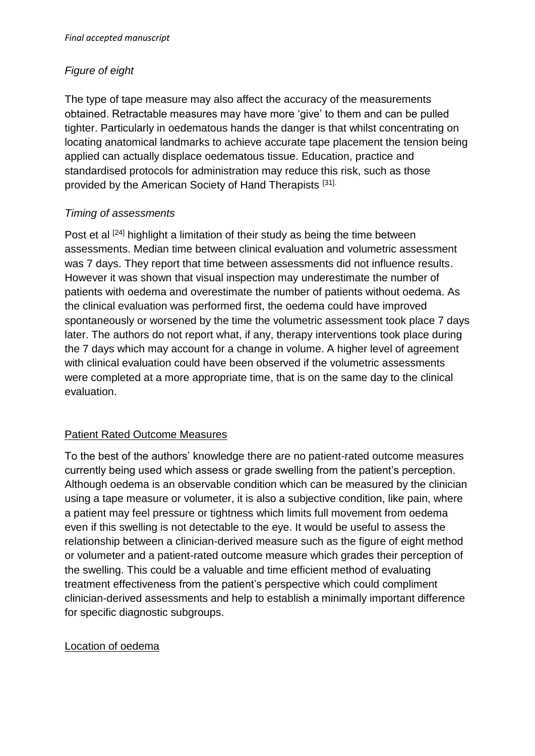*Figure of eight*

The type of tape measure may also affect the accuracy of the measurements obtained. Retractable measures may have more 'give' to them and can be pulled tighter. Particularly in oedematous hands the danger is that whilst concentrating on locating anatomical landmarks to achieve accurate tape placement the tension being applied can actually displace oedematous tissue. Education, practice and standardised protocols for administration may reduce this risk, such as those provided by the American Society of Hand Therapists [31].

*Timing of assessments*

Post et al [24] highlight a limitation of their study as being the time between assessments. Median time between clinical evaluation and volumetric assessment was 7 days. They report that time between assessments did not influence results. However it was shown that visual inspection may underestimate the number of patients with oedema and overestimate the number of patients without oedema. As the clinical evaluation was performed first, the oedema could have improved spontaneously or worsened by the time the volumetric assessment took place 7 days later. The authors do not report what, if any, therapy interventions took place during the 7 days which may account for a change in volume. A higher level of agreement with clinical evaluation could have been observed if the volumetric assessments were completed at a more appropriate time, that is on the same day to the clinical evaluation.

## Patient Rated Outcome Measures

To the best of the authors' knowledge there are no patient-rated outcome measures currently being used which assess or grade swelling from the patient's perception. Although oedema is an observable condition which can be measured by the clinician using a tape measure or volumeter, it is also a subjective condition, like pain, where a patient may feel pressure or tightness which limits full movement from oedema even if this swelling is not detectable to the eye. It would be useful to assess the relationship between a clinician-derived measure such as the figure of eight method or volumeter and a patient-rated outcome measure which grades their perception of the swelling. This could be a valuable and time efficient method of evaluating treatment effectiveness from the patient's perspective which could compliment clinician-derived assessments and help to establish a minimally important difference for specific diagnostic subgroups.

## Location of oedema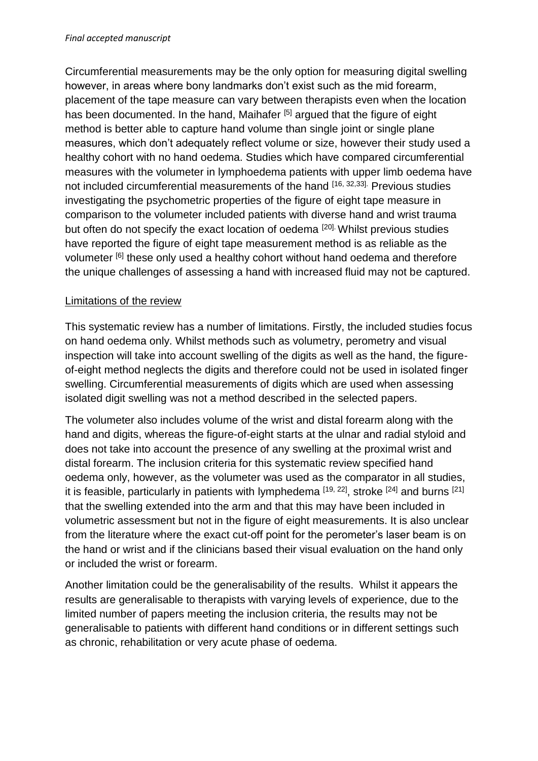Circumferential measurements may be the only option for measuring digital swelling however, in areas where bony landmarks don't exist such as the mid forearm, placement of the tape measure can vary between therapists even when the location has been documented. In the hand, Maihafer [5] argued that the figure of eight method is better able to capture hand volume than single joint or single plane measures, which don't adequately reflect volume or size, however their study used a healthy cohort with no hand oedema. Studies which have compared circumferential measures with the volumeter in lymphoedema patients with upper limb oedema have not included circumferential measurements of the hand [16, 32,33]. Previous studies investigating the psychometric properties of the figure of eight tape measure in comparison to the volumeter included patients with diverse hand and wrist trauma but often do not specify the exact location of oedema [20]. Whilst previous studies have reported the figure of eight tape measurement method is as reliable as the volumeter [6] these only used a healthy cohort without hand oedema and therefore the unique challenges of assessing a hand with increased fluid may not be captured.

Limitations of the review

This systematic review has a number of limitations. Firstly, the included studies focus on hand oedema only. Whilst methods such as volumetry, perometry and visual inspection will take into account swelling of the digits as well as the hand, the figure-of-eight method neglects the digits and therefore could not be used in isolated finger swelling. Circumferential measurements of digits which are used when assessing isolated digit swelling was not a method described in the selected papers.

The volumeter also includes volume of the wrist and distal forearm along with the hand and digits, whereas the figure-of-eight starts at the ulnar and radial styloid and does not take into account the presence of any swelling at the proximal wrist and distal forearm. The inclusion criteria for this systematic review specified hand oedema only, however, as the volumeter was used as the comparator in all studies, it is feasible, particularly in patients with lymphedema [19, 22], stroke [24] and burns [21] that the swelling extended into the arm and that this may have been included in volumetric assessment but not in the figure of eight measurements. It is also unclear from the literature where the exact cut-off point for the perometer's laser beam is on the hand or wrist and if the clinicians based their visual evaluation on the hand only or included the wrist or forearm.

Another limitation could be the generalisability of the results. Whilst it appears the results are generalisable to therapists with varying levels of experience, due to the limited number of papers meeting the inclusion criteria, the results may not be generalisable to patients with different hand conditions or in different settings such as chronic, rehabilitation or very acute phase of oedema.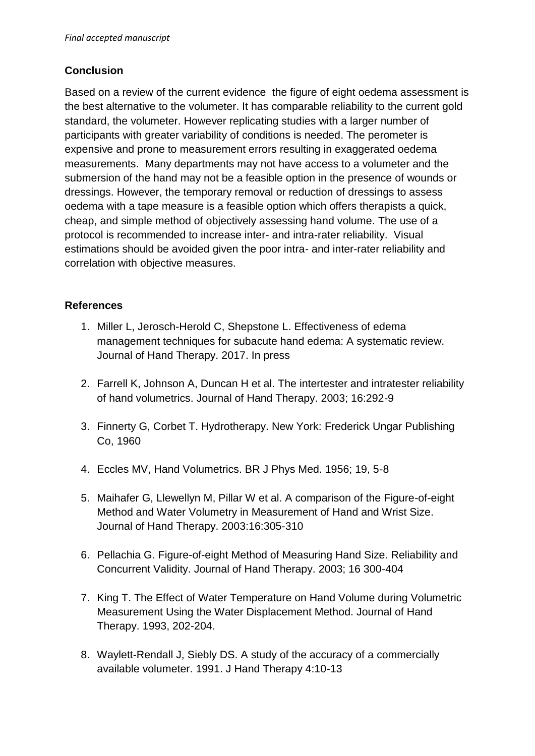*Final accepted manuscript*

## Conclusion

Based on a review of the current evidence the figure of eight oedema assessment is the best alternative to the volumeter. It has comparable reliability to the current gold standard, the volumeter. However replicating studies with a larger number of participants with greater variability of conditions is needed. The perometer is expensive and prone to measurement errors resulting in exaggerated oedema measurements. Many departments may not have access to a volumeter and the submersion of the hand may not be a feasible option in the presence of wounds or dressings. However, the temporary removal or reduction of dressings to assess oedema with a tape measure is a feasible option which offers therapists a quick, cheap, and simple method of objectively assessing hand volume. The use of a protocol is recommended to increase inter- and intra-rater reliability. Visual estimations should be avoided given the poor intra- and inter-rater reliability and correlation with objective measures.

## References

1. Miller L, Jerosch-Herold C, Shepstone L. Effectiveness of edema management techniques for subacute hand edema: A systematic review. Journal of Hand Therapy. 2017. In press
2. Farrell K, Johnson A, Duncan H et al. The intertester and intratester reliability of hand volumetrics. Journal of Hand Therapy. 2003; 16:292-9
3. Finnerty G, Corbet T. Hydrotherapy. New York: Frederick Ungar Publishing Co, 1960
4. Eccles MV, Hand Volumetrics. BR J Phys Med. 1956; 19, 5-8
5. Maihafer G, Llewellyn M, Pillar W et al. A comparison of the Figure-of-eight Method and Water Volumetry in Measurement of Hand and Wrist Size. Journal of Hand Therapy. 2003:16:305-310
6. Pellachia G. Figure-of-eight Method of Measuring Hand Size. Reliability and Concurrent Validity. Journal of Hand Therapy. 2003; 16 300-404
7. King T. The Effect of Water Temperature on Hand Volume during Volumetric Measurement Using the Water Displacement Method. Journal of Hand Therapy. 1993, 202-204.
8. Waylett-Rendall J, Siebly DS. A study of the accuracy of a commercially available volumeter. 1991. J Hand Therapy 4:10-13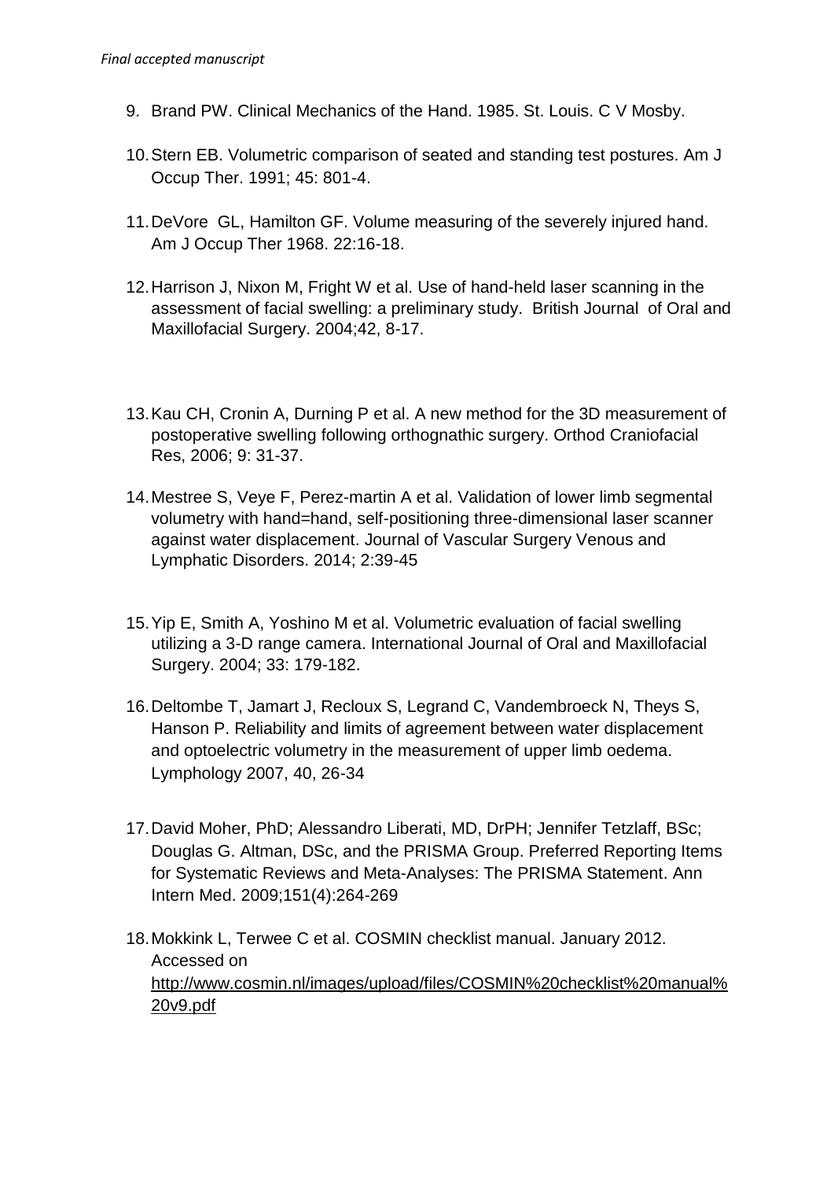9. Brand PW. Clinical Mechanics of the Hand. 1985. St. Louis. C V Mosby.

10. Stern EB. Volumetric comparison of seated and standing test postures. Am J Occup Ther. 1991; 45: 801-4.

11. DeVore GL, Hamilton GF. Volume measuring of the severely injured hand. Am J Occup Ther 1968. 22:16-18.

12. Harrison J, Nixon M, Fright W et al. Use of hand-held laser scanning in the assessment of facial swelling: a preliminary study. British Journal of Oral and Maxillofacial Surgery. 2004;42, 8-17.

13. Kau CH, Cronin A, Durning P et al. A new method for the 3D measurement of postoperative swelling following orthognathic surgery. Orthod Craniofacial Res, 2006; 9: 31-37.

14. Mestree S, Veye F, Perez-martin A et al. Validation of lower limb segmental volumetry with hand=hand, self-positioning three-dimensional laser scanner against water displacement. Journal of Vascular Surgery Venous and Lymphatic Disorders. 2014; 2:39-45

15. Yip E, Smith A, Yoshino M et al. Volumetric evaluation of facial swelling utilizing a 3-D range camera. International Journal of Oral and Maxillofacial Surgery. 2004; 33: 179-182.

16. Deltombe T, Jamart J, Recloux S, Legrand C, Vandembroeck N, Theys S, Hanson P. Reliability and limits of agreement between water displacement and optoelectric volumetry in the measurement of upper limb oedema. Lymphology 2007, 40, 26-34

17. David Moher, PhD; Alessandro Liberati, MD, DrPH; Jennifer Tetzlaff, BSc; Douglas G. Altman, DSc, and the PRISMA Group. Preferred Reporting Items for Systematic Reviews and Meta-Analyses: The PRISMA Statement. Ann Intern Med. 2009;151(4):264-269

18. Mokkink L, Terwee C et al. COSMIN checklist manual. January 2012. Accessed on http://www.cosmin.nl/images/upload/files/COSMIN%20checklist%20manual%20v9.pdf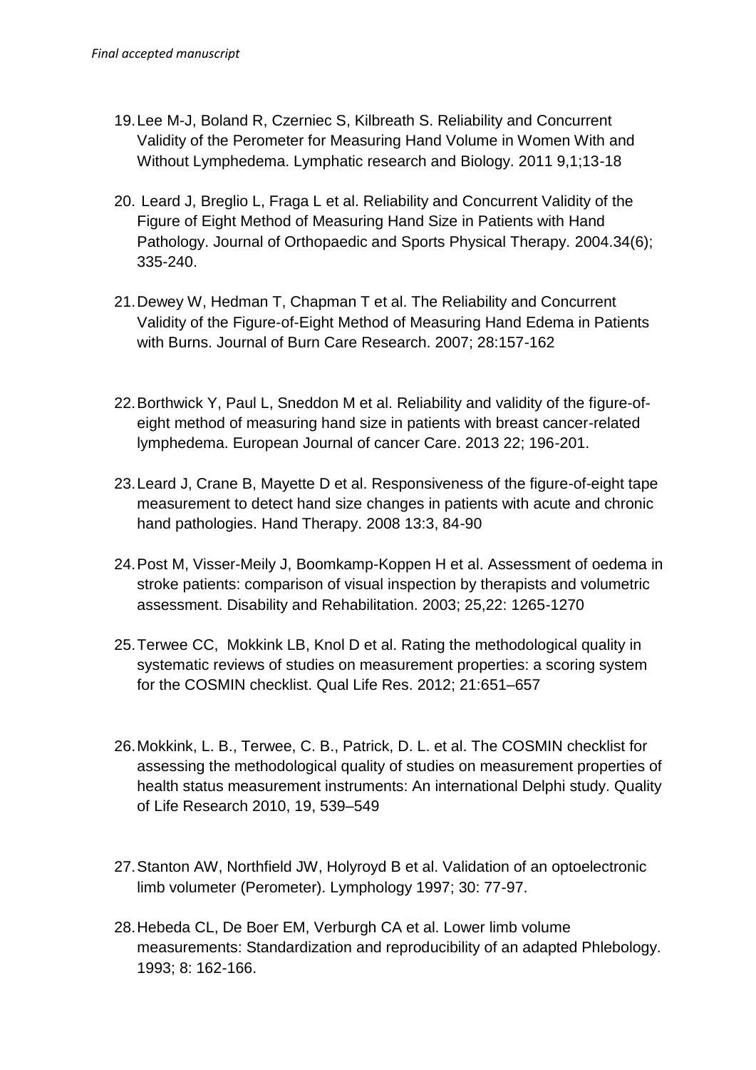19. Lee M-J, Boland R, Czerniec S, Kilbreath S. Reliability and Concurrent Validity of the Perometer for Measuring Hand Volume in Women With and Without Lymphedema. Lymphatic research and Biology. 2011 9,1;13-18

20. Leard J, Breglio L, Fraga L et al. Reliability and Concurrent Validity of the Figure of Eight Method of Measuring Hand Size in Patients with Hand Pathology. Journal of Orthopaedic and Sports Physical Therapy. 2004.34(6); 335-240.

21. Dewey W, Hedman T, Chapman T et al. The Reliability and Concurrent Validity of the Figure-of-Eight Method of Measuring Hand Edema in Patients with Burns. Journal of Burn Care Research. 2007; 28:157-162

22. Borthwick Y, Paul L, Sneddon M et al. Reliability and validity of the figure-of-eight method of measuring hand size in patients with breast cancer-related lymphedema. European Journal of cancer Care. 2013 22; 196-201.

23. Leard J, Crane B, Mayette D et al. Responsiveness of the figure-of-eight tape measurement to detect hand size changes in patients with acute and chronic hand pathologies. Hand Therapy. 2008 13:3, 84-90

24. Post M, Visser-Meily J, Boomkamp-Koppen H et al. Assessment of oedema in stroke patients: comparison of visual inspection by therapists and volumetric assessment. Disability and Rehabilitation. 2003; 25,22: 1265-1270

25. Terwee CC, Mokkink LB, Knol D et al. Rating the methodological quality in systematic reviews of studies on measurement properties: a scoring system for the COSMIN checklist. Qual Life Res. 2012; 21:651–657

26. Mokkink, L. B., Terwee, C. B., Patrick, D. L. et al. The COSMIN checklist for assessing the methodological quality of studies on measurement properties of health status measurement instruments: An international Delphi study. Quality of Life Research 2010, 19, 539–549

27. Stanton AW, Northfield JW, Holyroyd B et al. Validation of an optoelectronic limb volumeter (Perometer). Lymphology 1997; 30: 77-97.

28. Hebeda CL, De Boer EM, Verburgh CA et al. Lower limb volume measurements: Standardization and reproducibility of an adapted Phlebology. 1993; 8: 162-166.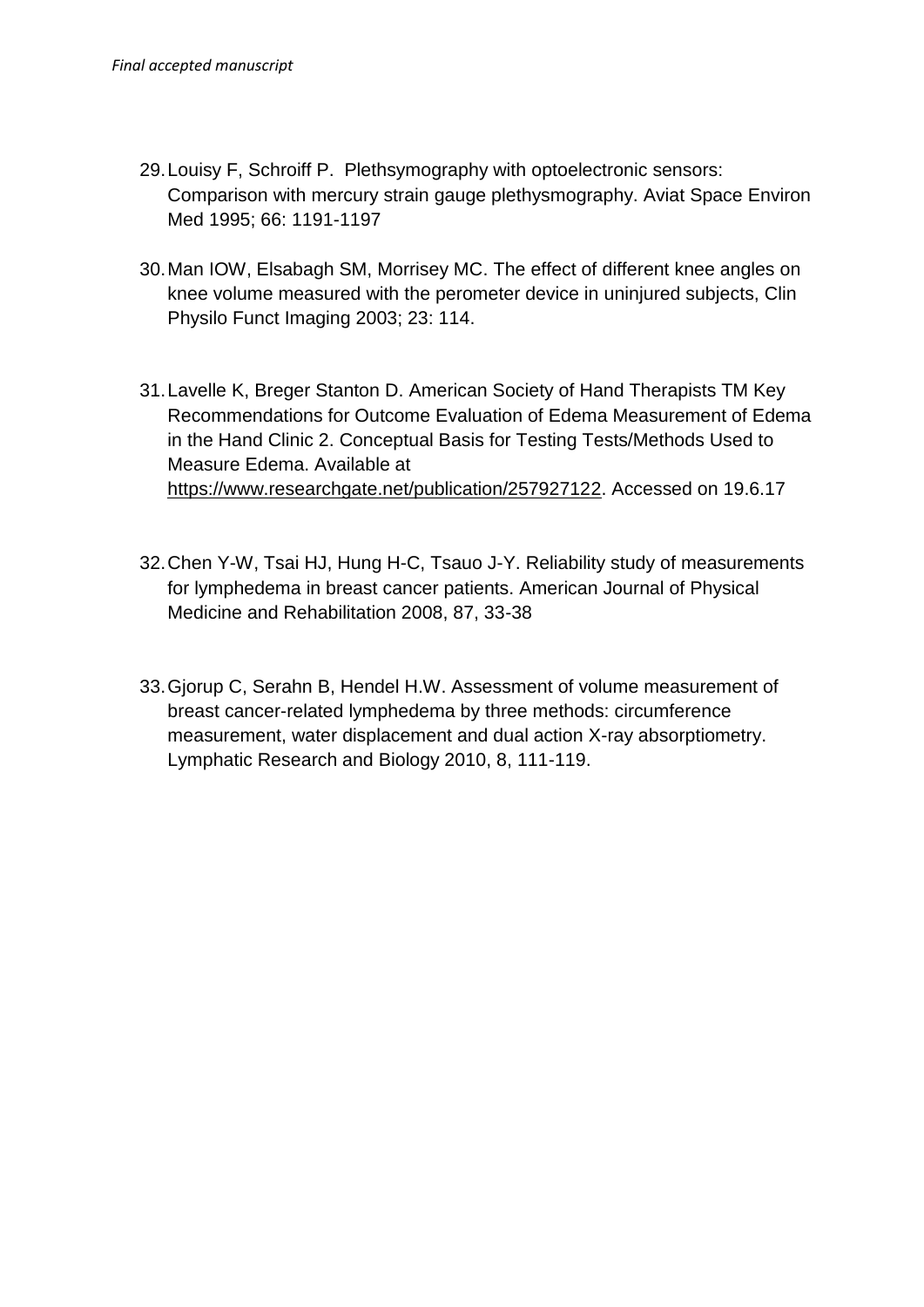29. Louisy F, Schroiff P. Plethsymography with optoelectronic sensors: Comparison with mercury strain gauge plethysmography. Aviat Space Environ Med 1995; 66: 1191-1197

30. Man IOW, Elsabagh SM, Morrisey MC. The effect of different knee angles on knee volume measured with the perometer device in uninjured subjects, Clin Physilo Funct Imaging 2003; 23: 114.

31. Lavelle K, Breger Stanton D. American Society of Hand Therapists TM Key Recommendations for Outcome Evaluation of Edema Measurement of Edema in the Hand Clinic 2. Conceptual Basis for Testing Tests/Methods Used to Measure Edema. Available at https://www.researchgate.net/publication/257927122. Accessed on 19.6.17

32. Chen Y-W, Tsai HJ, Hung H-C, Tsauo J-Y. Reliability study of measurements for lymphedema in breast cancer patients. American Journal of Physical Medicine and Rehabilitation 2008, 87, 33-38

33. Gjorup C, Serahn B, Hendel H.W. Assessment of volume measurement of breast cancer-related lymphedema by three methods: circumference measurement, water displacement and dual action X-ray absorptiometry. Lymphatic Research and Biology 2010, 8, 111-119.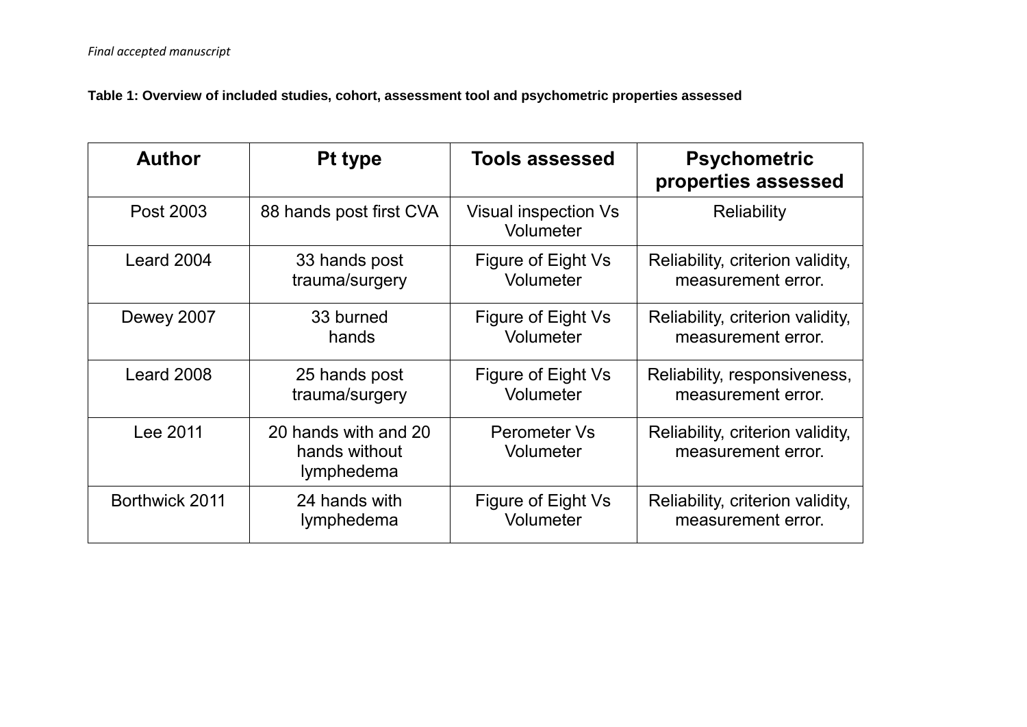*Final accepted manuscript*

**Table 1: Overview of included studies, cohort, assessment tool and psychometric properties assessed**

| Author | Pt type | Tools assessed | Psychometric properties assessed |
|---|---|---|---|
| Post 2003 | 88 hands post first CVA | Visual inspection Vs Volumeter | Reliability |
| Leard 2004 | 33 hands post trauma/surgery | Figure of Eight Vs Volumeter | Reliability, criterion validity, measurement error. |
| Dewey 2007 | 33 burned hands | Figure of Eight Vs Volumeter | Reliability, criterion validity, measurement error. |
| Leard 2008 | 25 hands post trauma/surgery | Figure of Eight Vs Volumeter | Reliability, responsiveness, measurement error. |
| Lee 2011 | 20 hands with and 20 hands without lymphedema | Perometer Vs Volumeter | Reliability, criterion validity, measurement error. |
| Borthwick 2011 | 24 hands with lymphedema | Figure of Eight Vs Volumeter | Reliability, criterion validity, measurement error. |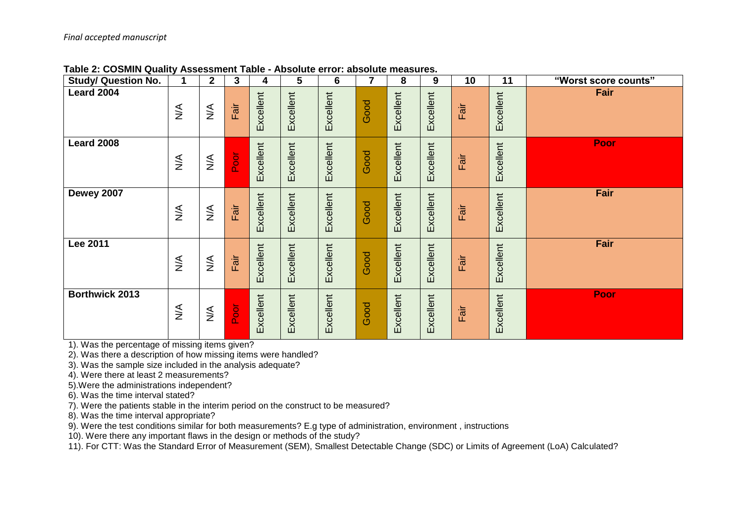*Final accepted manuscript*

**Table 2: COSMIN Quality Assessment Table - Absolute error: absolute measures.**

| Study/ Question No. | 1 | 2 | 3 | 4 | 5 | 6 | 7 | 8 | 9 | 10 | 11 | "Worst score counts" |
|---|---|---|---|---|---|---|---|---|---|---|---|---|
| **Leard 2004** | N/A | N/A | Fair | Excellent | Excellent | Excellent | Good | Excellent | Excellent | Fair | Excellent | **Fair** |
| **Leard 2008** | N/A | N/A | Poor | Excellent | Excellent | Excellent | Good | Excellent | Excellent | Fair | Excellent | **Poor** |
| **Dewey 2007** | N/A | N/A | Fair | Excellent | Excellent | Excellent | Good | Excellent | Excellent | Fair | Excellent | **Fair** |
| **Lee 2011** | N/A | N/A | Fair | Excellent | Excellent | Excellent | Good | Excellent | Excellent | Fair | Excellent | **Fair** |
| **Borthwick 2013** | N/A | N/A | Poor | Excellent | Excellent | Excellent | Good | Excellent | Excellent | Fair | Excellent | **Poor** |

1). Was the percentage of missing items given?

2). Was there a description of how missing items were handled?

3). Was the sample size included in the analysis adequate?

4). Were there at least 2 measurements?

5).Were the administrations independent?

6). Was the time interval stated?

7). Were the patients stable in the interim period on the construct to be measured?

8). Was the time interval appropriate?

9). Were the test conditions similar for both measurements? E.g type of administration, environment , instructions

10). Were there any important flaws in the design or methods of the study?

11). For CTT: Was the Standard Error of Measurement (SEM), Smallest Detectable Change (SDC) or Limits of Agreement (LoA) Calculated?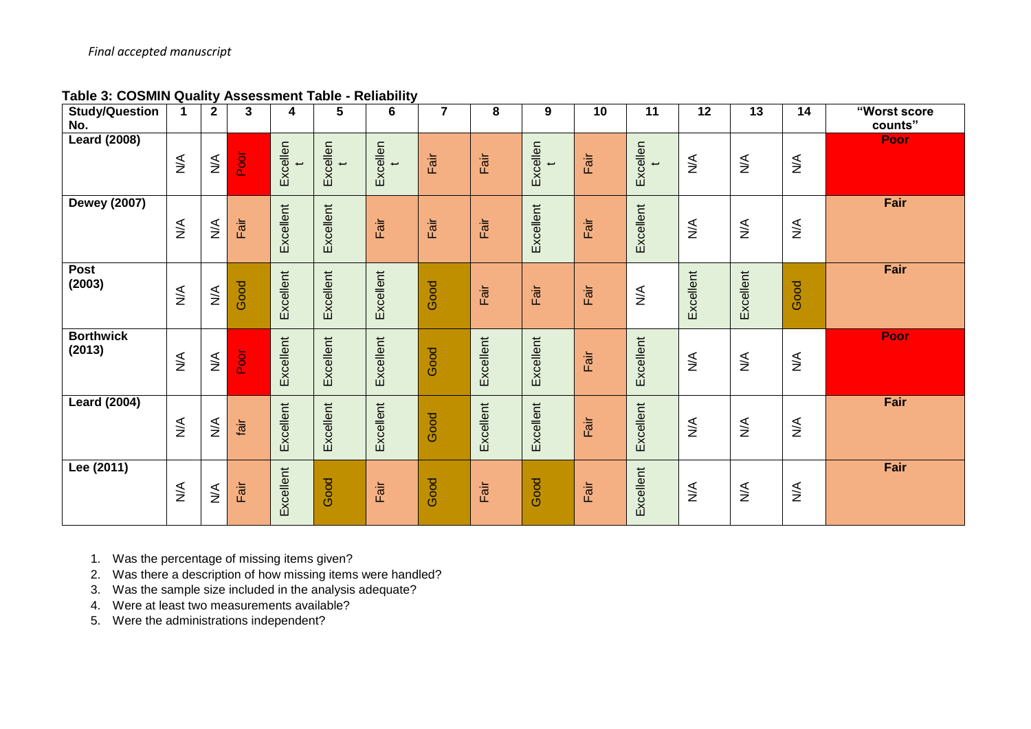*Final accepted manuscript*

**Table 3: COSMIN Quality Assessment Table - Reliability**

| Study/Question No. | 1 | 2 | 3 | 4 | 5 | 6 | 7 | 8 | 9 | 10 | 11 | 12 | 13 | 14 | "Worst score counts" |
|---|---|---|---|---|---|---|---|---|---|---|---|---|---|---|---|
| Leard (2008) | N/A | N/A | Poor | Excellent | Excellent | Excellent | Fair | Fair | Excellent | Fair | Excellent | N/A | N/A | N/A | Poor |
| Dewey (2007) | N/A | N/A | Fair | Excellent | Excellent | Fair | Fair | Fair | Excellent | Fair | Excellent | N/A | N/A | N/A | Fair |
| Post (2003) | N/A | N/A | Good | Excellent | Excellent | Excellent | Good | Fair | Fair | Fair | N/A | Excellent | Excellent | Good | Fair |
| Borthwick (2013) | N/A | N/A | Poor | Excellent | Excellent | Excellent | Good | Excellent | Excellent | Fair | Excellent | N/A | N/A | N/A | Poor |
| Leard (2004) | N/A | N/A | fair | Excellent | Excellent | Excellent | Good | Excellent | Excellent | Fair | Excellent | N/A | N/A | N/A | Fair |
| Lee (2011) | N/A | N/A | Fair | Excellent | Good | Fair | Good | Fair | Good | Fair | Excellent | N/A | N/A | N/A | Fair |

1. Was the percentage of missing items given?
2. Was there a description of how missing items were handled?
3. Was the sample size included in the analysis adequate?
4. Were at least two measurements available?
5. Were the administrations independent?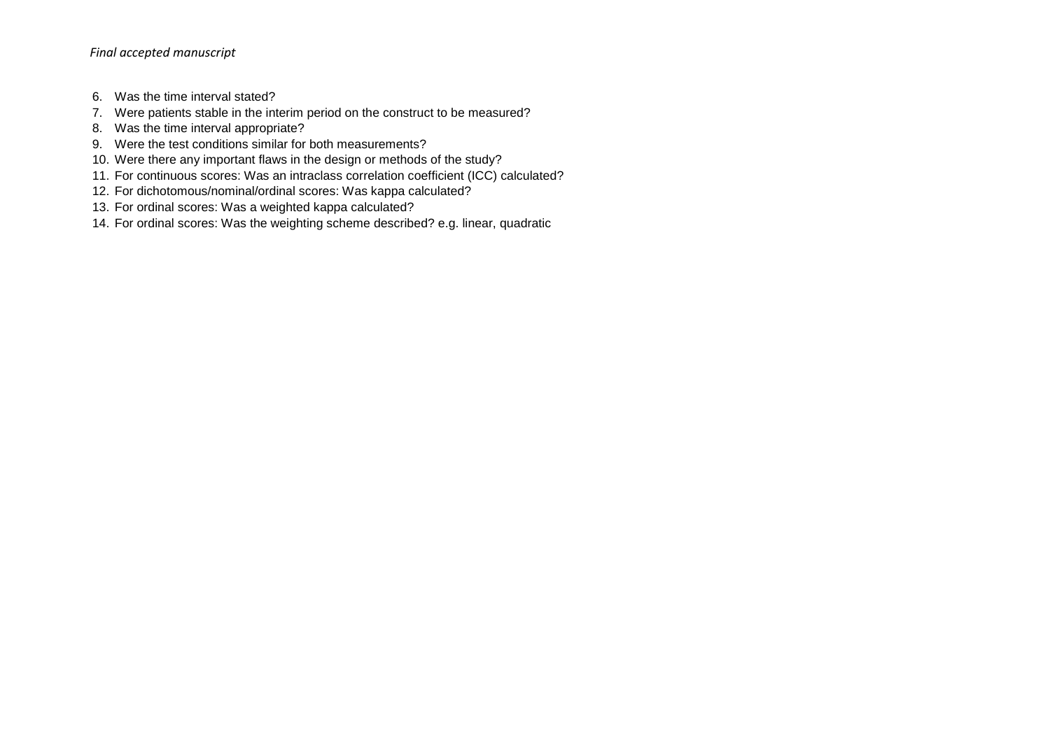6. Was the time interval stated?
7. Were patients stable in the interim period on the construct to be measured?
8. Was the time interval appropriate?
9. Were the test conditions similar for both measurements?
10. Were there any important flaws in the design or methods of the study?
11. For continuous scores: Was an intraclass correlation coefficient (ICC) calculated?
12. For dichotomous/nominal/ordinal scores: Was kappa calculated?
13. For ordinal scores: Was a weighted kappa calculated?
14. For ordinal scores: Was the weighting scheme described? e.g. linear, quadratic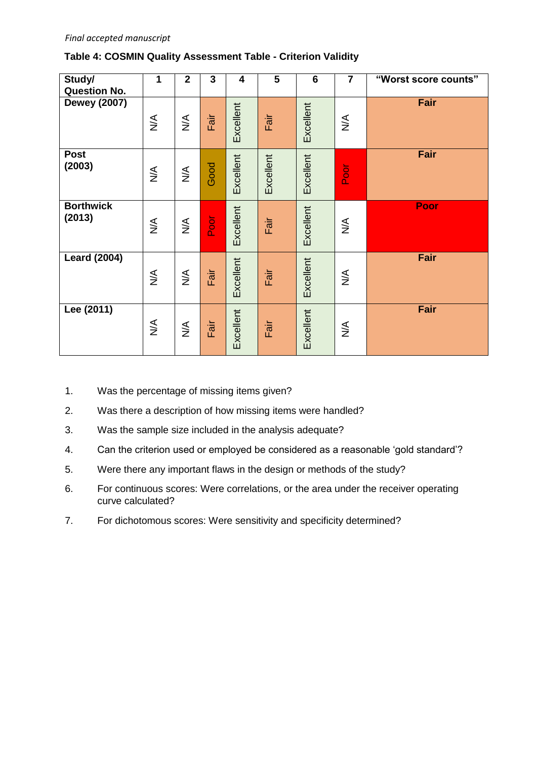*Final accepted manuscript*

**Table 4: COSMIN Quality Assessment Table - Criterion Validity**

| Study/ Question No. | 1 | 2 | 3 | 4 | 5 | 6 | 7 | "Worst score counts" |
|---|---|---|---|---|---|---|---|---|
| Dewey (2007) | N/A | N/A | Fair | Excellent | Fair | Excellent | N/A | Fair |
| Post (2003) | N/A | N/A | Good | Excellent | Excellent | Excellent | Poor | Fair |
| Borthwick (2013) | N/A | N/A | Poor | Excellent | Fair | Excellent | N/A | Poor |
| Leard (2004) | N/A | N/A | Fair | Excellent | Fair | Excellent | N/A | Fair |
| Lee (2011) | N/A | N/A | Fair | Excellent | Fair | Excellent | N/A | Fair |

1. Was the percentage of missing items given?
2. Was there a description of how missing items were handled?
3. Was the sample size included in the analysis adequate?
4. Can the criterion used or employed be considered as a reasonable 'gold standard'?
5. Were there any important flaws in the design or methods of the study?
6. For continuous scores: Were correlations, or the area under the receiver operating curve calculated?
7. For dichotomous scores: Were sensitivity and specificity determined?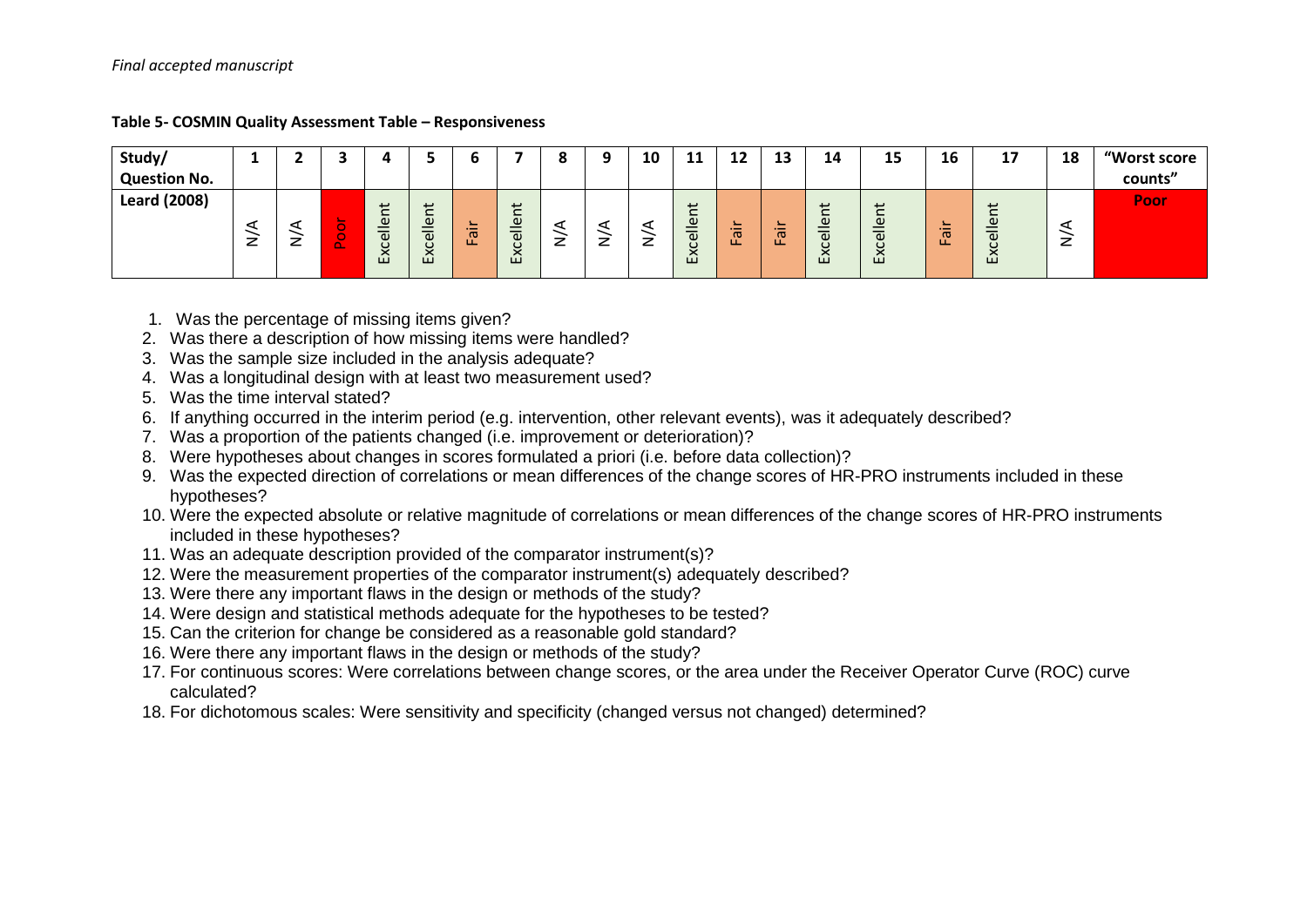*Final accepted manuscript*

**Table 5- COSMIN Quality Assessment Table – Responsiveness**

| Study/ Question No. | 1 | 2 | 3 | 4 | 5 | 6 | 7 | 8 | 9 | 10 | 11 | 12 | 13 | 14 | 15 | 16 | 17 | 18 | "Worst score counts" |
|---|---|---|---|---|---|---|---|---|---|---|---|---|---|---|---|---|---|---|---|
| **Leard (2008)** | N/A | N/A | Poor | Excellent | Excellent | Fair | Excellent | N/A | N/A | N/A | Excellent | Fair | Fair | Excellent | Excellent | Fair | Excellent | N/A | **Poor** |

1. Was the percentage of missing items given?
2. Was there a description of how missing items were handled?
3. Was the sample size included in the analysis adequate?
4. Was a longitudinal design with at least two measurement used?
5. Was the time interval stated?
6. If anything occurred in the interim period (e.g. intervention, other relevant events), was it adequately described?
7. Was a proportion of the patients changed (i.e. improvement or deterioration)?
8. Were hypotheses about changes in scores formulated a priori (i.e. before data collection)?
9. Was the expected direction of correlations or mean differences of the change scores of HR-PRO instruments included in these hypotheses?
10. Were the expected absolute or relative magnitude of correlations or mean differences of the change scores of HR-PRO instruments included in these hypotheses?
11. Was an adequate description provided of the comparator instrument(s)?
12. Were the measurement properties of the comparator instrument(s) adequately described?
13. Were there any important flaws in the design or methods of the study?
14. Were design and statistical methods adequate for the hypotheses to be tested?
15. Can the criterion for change be considered as a reasonable gold standard?
16. Were there any important flaws in the design or methods of the study?
17. For continuous scores: Were correlations between change scores, or the area under the Receiver Operator Curve (ROC) curve calculated?
18. For dichotomous scales: Were sensitivity and specificity (changed versus not changed) determined?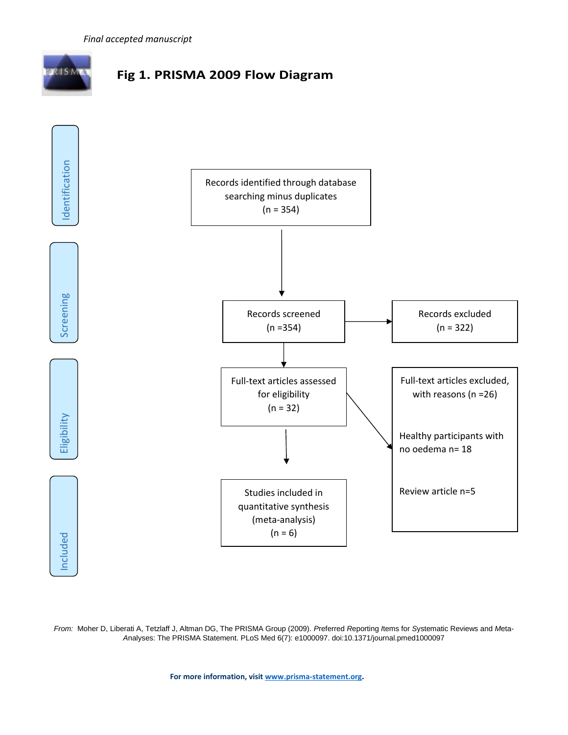*Final accepted manuscript*

## Fig 1. PRISMA 2009 Flow Diagram

Identification

Records identified through database searching minus duplicates
(n = 354)

Screening

Records screened
(n =354)

Records excluded
(n = 322)

Eligibility

Full-text articles assessed for eligibility
(n = 32)

Full-text articles excluded, with reasons (n =26)

Healthy participants with no oedema n= 18

Review article n=5

Included

Studies included in quantitative synthesis (meta-analysis)
(n = 6)

*From:* Moher D, Liberati A, Tetzlaff J, Altman DG, The PRISMA Group (2009). *P*referred *R*eporting *I*tems for *S*ystematic Reviews and *M*eta-*A*nalyses: The PRISMA Statement. PLoS Med 6(7): e1000097. doi:10.1371/journal.pmed1000097

**For more information, visit [www.prisma-statement.org](http://www.prisma-statement.org).**